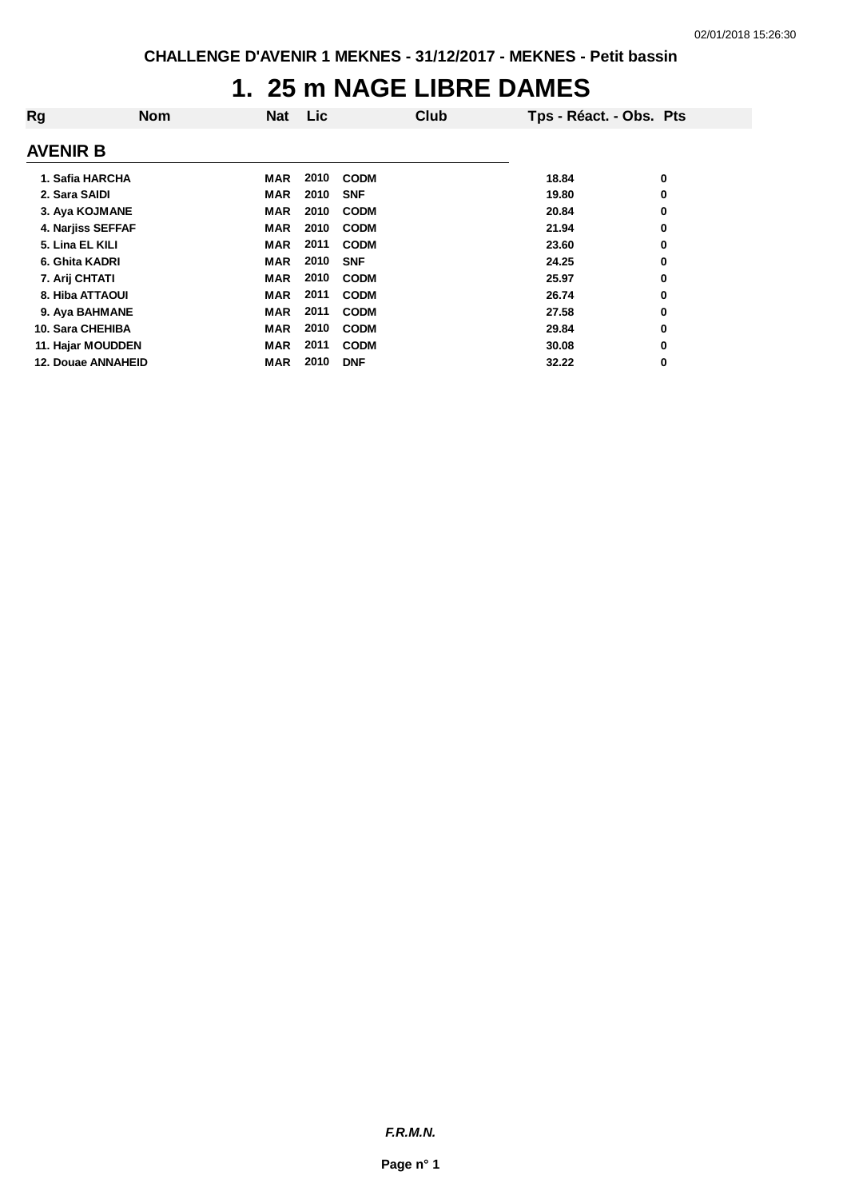CHALLENGE D'AVENIR 1 MEKNES - 31/12/2017 - MEKNES - Petit bassin

# 1. 25 m NAGE LIBRE DAMES

## AVENIR B

| Rg | Nom | Nat | Lic | Club | Tps - Réact. - Obs. | Pts |
|---|---|---|---|---|---|---|
| 1. | Safia HARCHA | MAR | 2010 | CODM | 18.84 | 0 |
| 2. | Sara SAIDI | MAR | 2010 | SNF | 19.80 | 0 |
| 3. | Aya KOJMANE | MAR | 2010 | CODM | 20.84 | 0 |
| 4. | Narjiss SEFFAF | MAR | 2010 | CODM | 21.94 | 0 |
| 5. | Lina EL KILI | MAR | 2011 | CODM | 23.60 | 0 |
| 6. | Ghita KADRI | MAR | 2010 | SNF | 24.25 | 0 |
| 7. | Arij CHTATI | MAR | 2010 | CODM | 25.97 | 0 |
| 8. | Hiba ATTAOUI | MAR | 2011 | CODM | 26.74 | 0 |
| 9. | Aya BAHMANE | MAR | 2011 | CODM | 27.58 | 0 |
| 10. | Sara CHEHIBA | MAR | 2010 | CODM | 29.84 | 0 |
| 11. | Hajar MOUDDEN | MAR | 2011 | CODM | 30.08 | 0 |
| 12. | Douae ANNAHEID | MAR | 2010 | DNF | 32.22 | 0 |

*F.R.M.N.*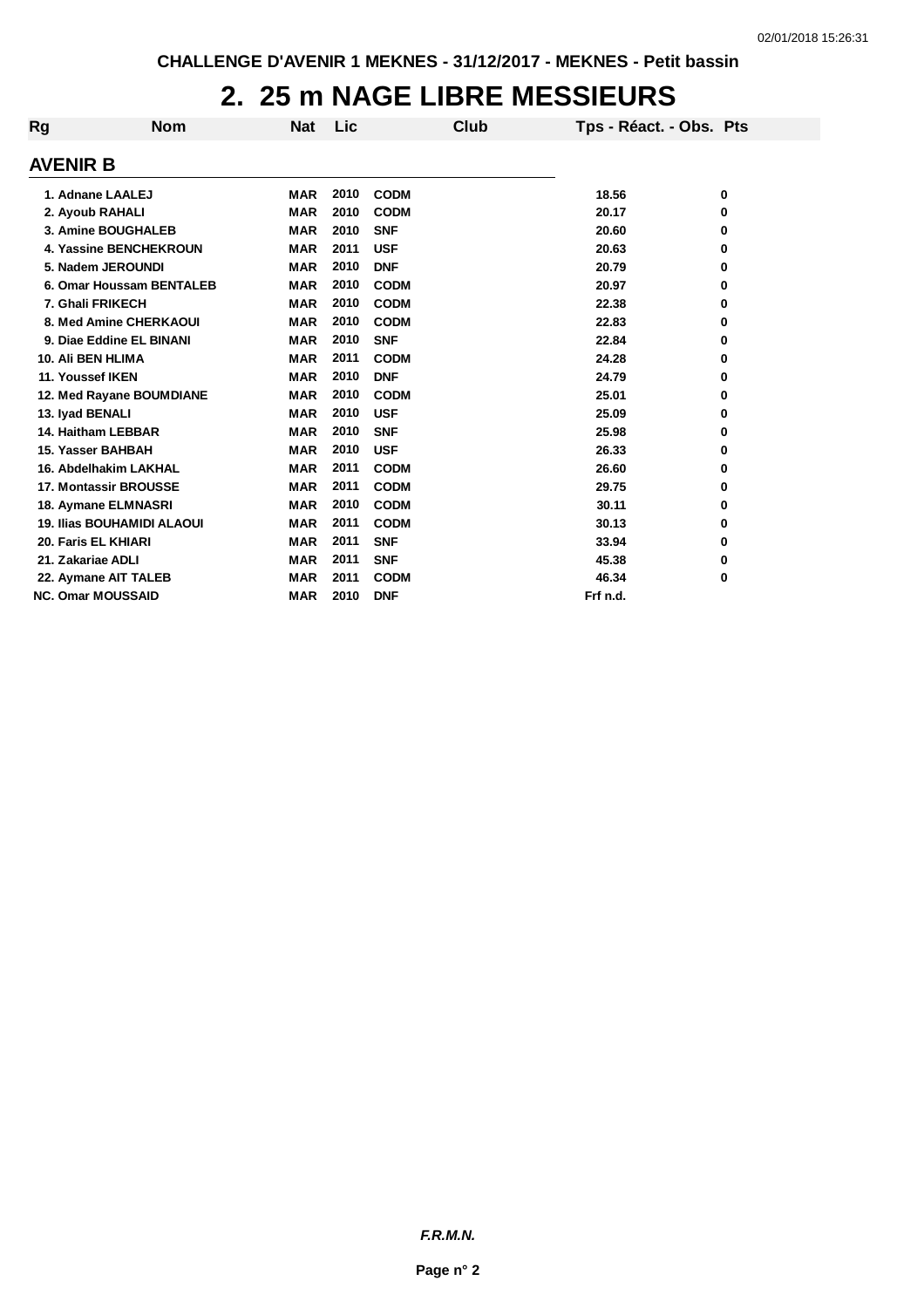CHALLENGE D'AVENIR 1 MEKNES - 31/12/2017 - MEKNES - Petit bassin

# 2. 25 m NAGE LIBRE MESSIEURS

## AVENIR B

| Rg | Nom | Nat | Lic | Club | Tps - Réact. - Obs. | Pts |
|---|---|---|---|---|---|---|
| 1. | Adnane LAALEJ | MAR | 2010 | CODM | 18.56 | 0 |
| 2. | Ayoub RAHALI | MAR | 2010 | CODM | 20.17 | 0 |
| 3. | Amine BOUGHALEB | MAR | 2010 | SNF | 20.60 | 0 |
| 4. | Yassine BENCHEKROUN | MAR | 2011 | USF | 20.63 | 0 |
| 5. | Nadem JEROUNDI | MAR | 2010 | DNF | 20.79 | 0 |
| 6. | Omar Houssam BENTALEB | MAR | 2010 | CODM | 20.97 | 0 |
| 7. | Ghali FRIKECH | MAR | 2010 | CODM | 22.38 | 0 |
| 8. | Med Amine CHERKAOUI | MAR | 2010 | CODM | 22.83 | 0 |
| 9. | Diae Eddine EL BINANI | MAR | 2010 | SNF | 22.84 | 0 |
| 10. | Ali BEN HLIMA | MAR | 2011 | CODM | 24.28 | 0 |
| 11. | Youssef IKEN | MAR | 2010 | DNF | 24.79 | 0 |
| 12. | Med Rayane BOUMDIANE | MAR | 2010 | CODM | 25.01 | 0 |
| 13. | Iyad BENALI | MAR | 2010 | USF | 25.09 | 0 |
| 14. | Haitham LEBBAR | MAR | 2010 | SNF | 25.98 | 0 |
| 15. | Yasser BAHBAH | MAR | 2010 | USF | 26.33 | 0 |
| 16. | Abdelhakim LAKHAL | MAR | 2011 | CODM | 26.60 | 0 |
| 17. | Montassir BROUSSE | MAR | 2011 | CODM | 29.75 | 0 |
| 18. | Aymane ELMNASRI | MAR | 2010 | CODM | 30.11 | 0 |
| 19. | Ilias BOUHAMIDI ALAOUI | MAR | 2011 | CODM | 30.13 | 0 |
| 20. | Faris EL KHIARI | MAR | 2011 | SNF | 33.94 | 0 |
| 21. | Zakariae ADLI | MAR | 2011 | SNF | 45.38 | 0 |
| 22. | Aymane AIT TALEB | MAR | 2011 | CODM | 46.34 | 0 |
| NC. | Omar MOUSSAID | MAR | 2010 | DNF | Frf n.d. | |

*F.R.M.N.*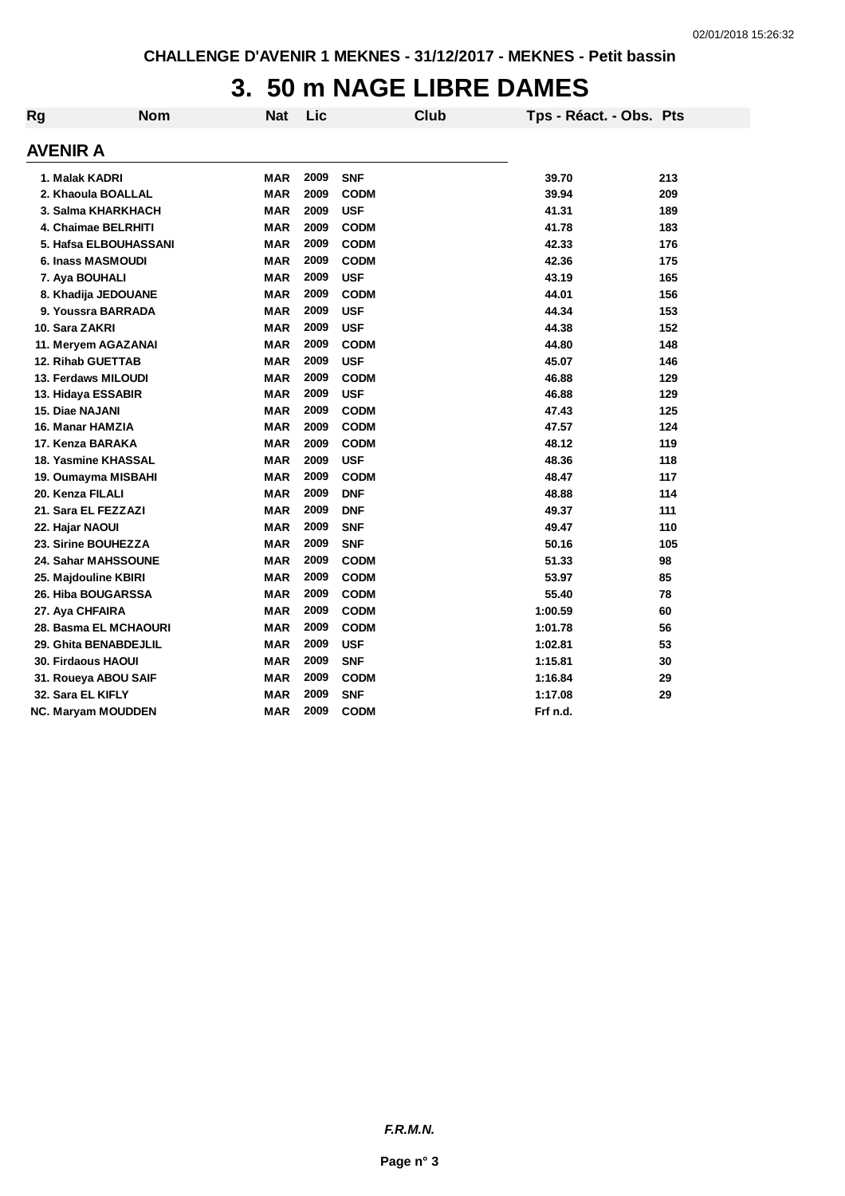CHALLENGE D'AVENIR 1 MEKNES - 31/12/2017 - MEKNES - Petit bassin

# 3. 50 m NAGE LIBRE DAMES

## AVENIR A

| Rg | Nom | Nat | Lic | Club | Tps - Réact. - Obs. | Pts |
|---|---|---|---|---|---|---|
| 1. | Malak KADRI | MAR | 2009 | SNF | 39.70 | 213 |
| 2. | Khaoula BOALLAL | MAR | 2009 | CODM | 39.94 | 209 |
| 3. | Salma KHARKHACH | MAR | 2009 | USF | 41.31 | 189 |
| 4. | Chaimae BELRHITI | MAR | 2009 | CODM | 41.78 | 183 |
| 5. | Hafsa ELBOUHASSANI | MAR | 2009 | CODM | 42.33 | 176 |
| 6. | Inass MASMOUDI | MAR | 2009 | CODM | 42.36 | 175 |
| 7. | Aya BOUHALI | MAR | 2009 | USF | 43.19 | 165 |
| 8. | Khadija JEDOUANE | MAR | 2009 | CODM | 44.01 | 156 |
| 9. | Youssra BARRADA | MAR | 2009 | USF | 44.34 | 153 |
| 10. | Sara ZAKRI | MAR | 2009 | USF | 44.38 | 152 |
| 11. | Meryem AGAZANAI | MAR | 2009 | CODM | 44.80 | 148 |
| 12. | Rihab GUETTAB | MAR | 2009 | USF | 45.07 | 146 |
| 13. | Ferdaws MILOUDI | MAR | 2009 | CODM | 46.88 | 129 |
| 13. | Hidaya ESSABIR | MAR | 2009 | USF | 46.88 | 129 |
| 15. | Diae NAJANI | MAR | 2009 | CODM | 47.43 | 125 |
| 16. | Manar HAMZIA | MAR | 2009 | CODM | 47.57 | 124 |
| 17. | Kenza BARAKA | MAR | 2009 | CODM | 48.12 | 119 |
| 18. | Yasmine KHASSAL | MAR | 2009 | USF | 48.36 | 118 |
| 19. | Oumayma MISBAHI | MAR | 2009 | CODM | 48.47 | 117 |
| 20. | Kenza FILALI | MAR | 2009 | DNF | 48.88 | 114 |
| 21. | Sara EL FEZZAZI | MAR | 2009 | DNF | 49.37 | 111 |
| 22. | Hajar NAOUI | MAR | 2009 | SNF | 49.47 | 110 |
| 23. | Sirine BOUHEZZA | MAR | 2009 | SNF | 50.16 | 105 |
| 24. | Sahar MAHSSOUNE | MAR | 2009 | CODM | 51.33 | 98 |
| 25. | Majdouline KBIRI | MAR | 2009 | CODM | 53.97 | 85 |
| 26. | Hiba BOUGARSSA | MAR | 2009 | CODM | 55.40 | 78 |
| 27. | Aya CHFAIRA | MAR | 2009 | CODM | 1:00.59 | 60 |
| 28. | Basma EL MCHAOURI | MAR | 2009 | CODM | 1:01.78 | 56 |
| 29. | Ghita BENABDEJLIL | MAR | 2009 | USF | 1:02.81 | 53 |
| 30. | Firdaous HAOUI | MAR | 2009 | SNF | 1:15.81 | 30 |
| 31. | Roueya ABOU SAIF | MAR | 2009 | CODM | 1:16.84 | 29 |
| 32. | Sara EL KIFLY | MAR | 2009 | SNF | 1:17.08 | 29 |
| NC. | Maryam MOUDDEN | MAR | 2009 | CODM | Frf n.d. | |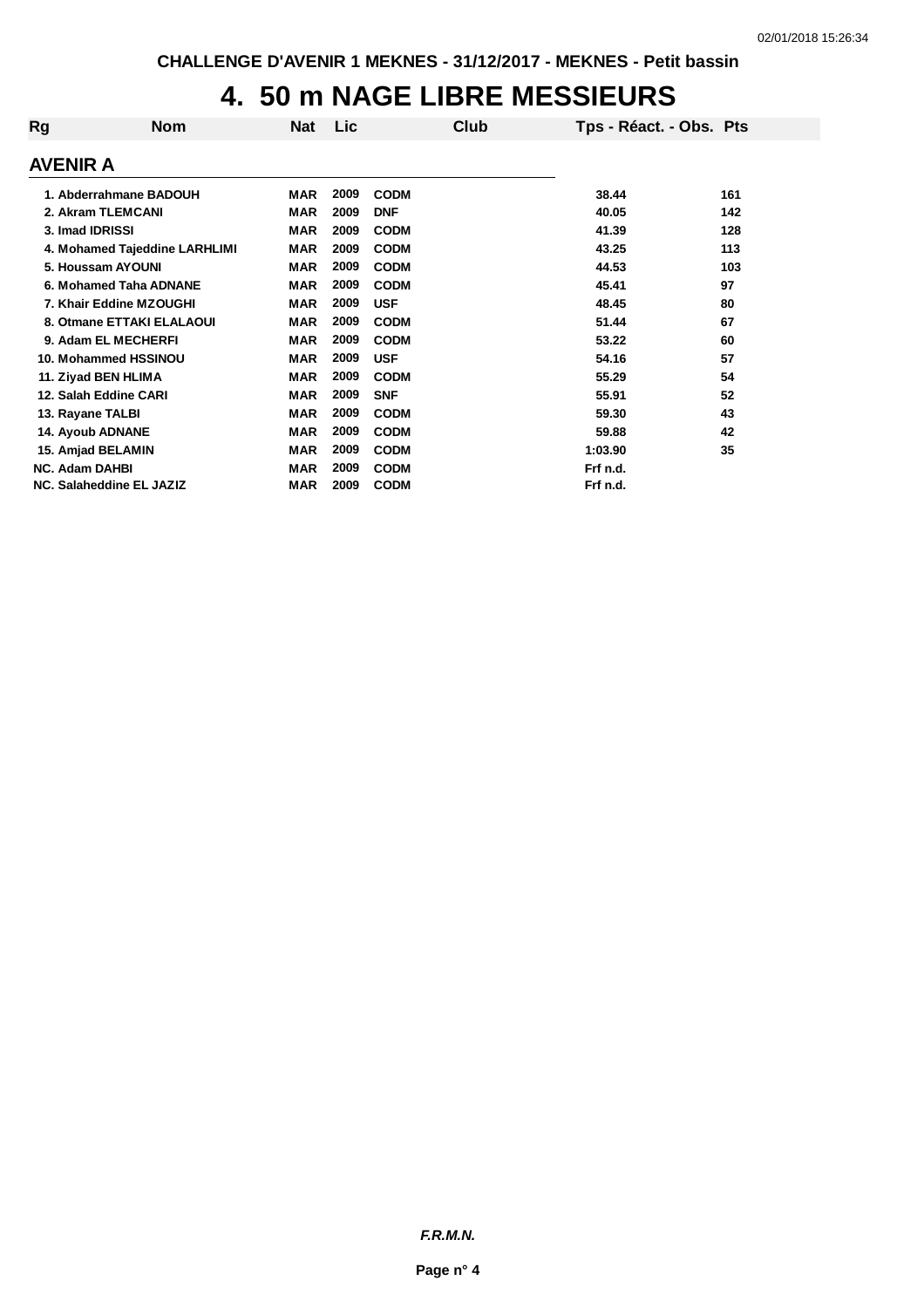CHALLENGE D'AVENIR 1 MEKNES - 31/12/2017 - MEKNES - Petit bassin

# 4. 50 m NAGE LIBRE MESSIEURS

## AVENIR A

| Rg | Nom | Nat | Lic | Club | Tps - Réact. - Obs. | Pts |
|---|---|---|---|---|---|---|
| 1. | Abderrahmane BADOUH | MAR | 2009 | CODM | 38.44 | 161 |
| 2. | Akram TLEMCANI | MAR | 2009 | DNF | 40.05 | 142 |
| 3. | Imad IDRISSI | MAR | 2009 | CODM | 41.39 | 128 |
| 4. | Mohamed Tajeddine LARHLIMI | MAR | 2009 | CODM | 43.25 | 113 |
| 5. | Houssam AYOUNI | MAR | 2009 | CODM | 44.53 | 103 |
| 6. | Mohamed Taha ADNANE | MAR | 2009 | CODM | 45.41 | 97 |
| 7. | Khair Eddine MZOUGHI | MAR | 2009 | USF | 48.45 | 80 |
| 8. | Otmane ETTAKI ELALAOUI | MAR | 2009 | CODM | 51.44 | 67 |
| 9. | Adam EL MECHERFI | MAR | 2009 | CODM | 53.22 | 60 |
| 10. | Mohammed HSSINOU | MAR | 2009 | USF | 54.16 | 57 |
| 11. | Ziyad BEN HLIMA | MAR | 2009 | CODM | 55.29 | 54 |
| 12. | Salah Eddine CARI | MAR | 2009 | SNF | 55.91 | 52 |
| 13. | Rayane TALBI | MAR | 2009 | CODM | 59.30 | 43 |
| 14. | Ayoub ADNANE | MAR | 2009 | CODM | 59.88 | 42 |
| 15. | Amjad BELAMIN | MAR | 2009 | CODM | 1:03.90 | 35 |
| NC. | Adam DAHBI | MAR | 2009 | CODM | Frf n.d. | |
| NC. | Salaheddine EL JAZIZ | MAR | 2009 | CODM | Frf n.d. | |

*F.R.M.N.*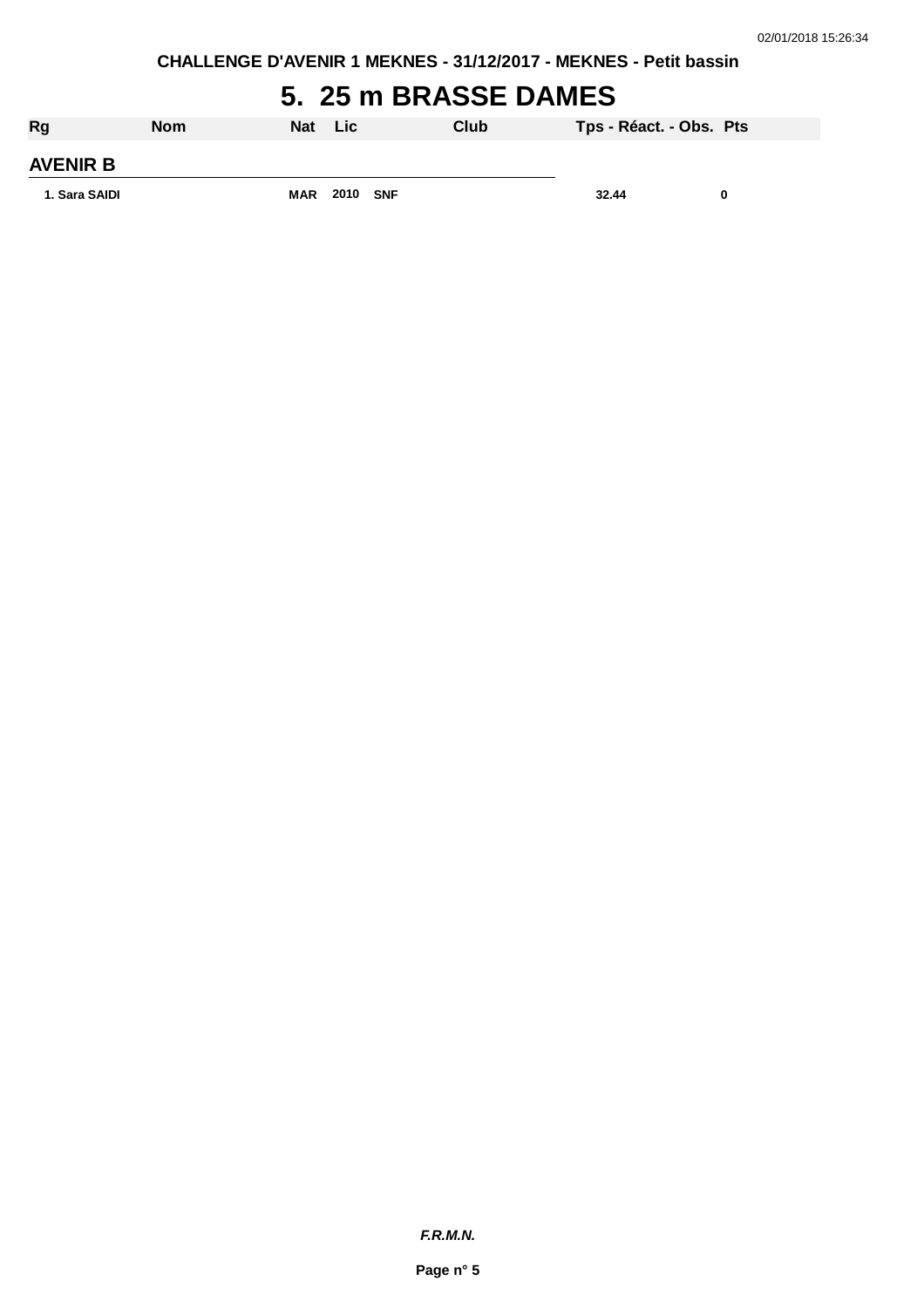CHALLENGE D'AVENIR 1 MEKNES - 31/12/2017 - MEKNES - Petit bassin

# 5. 25 m BRASSE DAMES

| Rg | Nom | Nat | Lic | Club | Tps - Réact. - Obs. | Pts |
|---|---|---|---|---|---|---|
| **AVENIR B** | | | | | | |
| 1. Sara SAIDI | | MAR | 2010 | SNF | 32.44 | 0 |

***F.R.M.N.***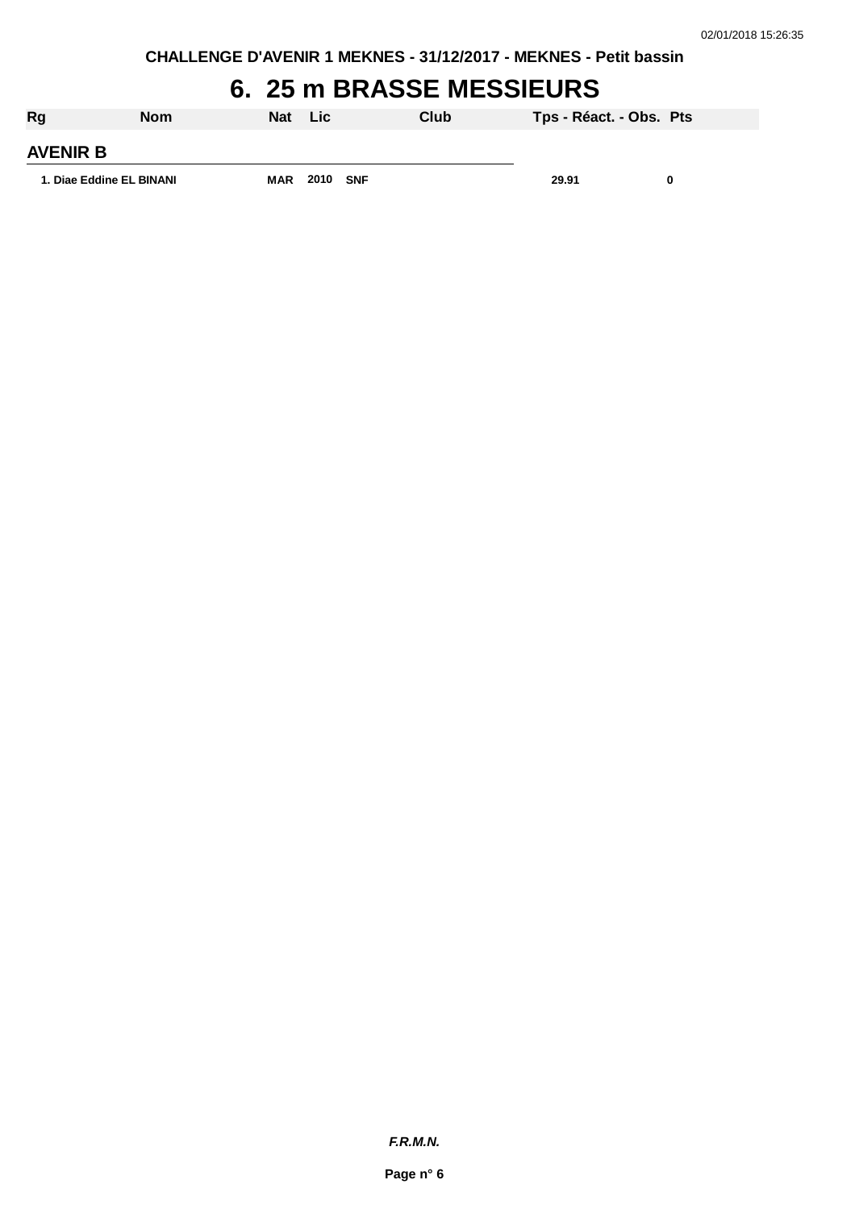CHALLENGE D'AVENIR 1 MEKNES - 31/12/2017 - MEKNES - Petit bassin

# 6. 25 m BRASSE MESSIEURS

| Rg | Nom | Nat | Lic | Club | Tps - Réact. - Obs. | Pts |
|---|---|---|---|---|---|---|
| **AVENIR B** | | | | | | |
| 1. | Diae Eddine EL BINANI | MAR | 2010 | SNF | 29.91 | 0 |

*F.R.M.N.*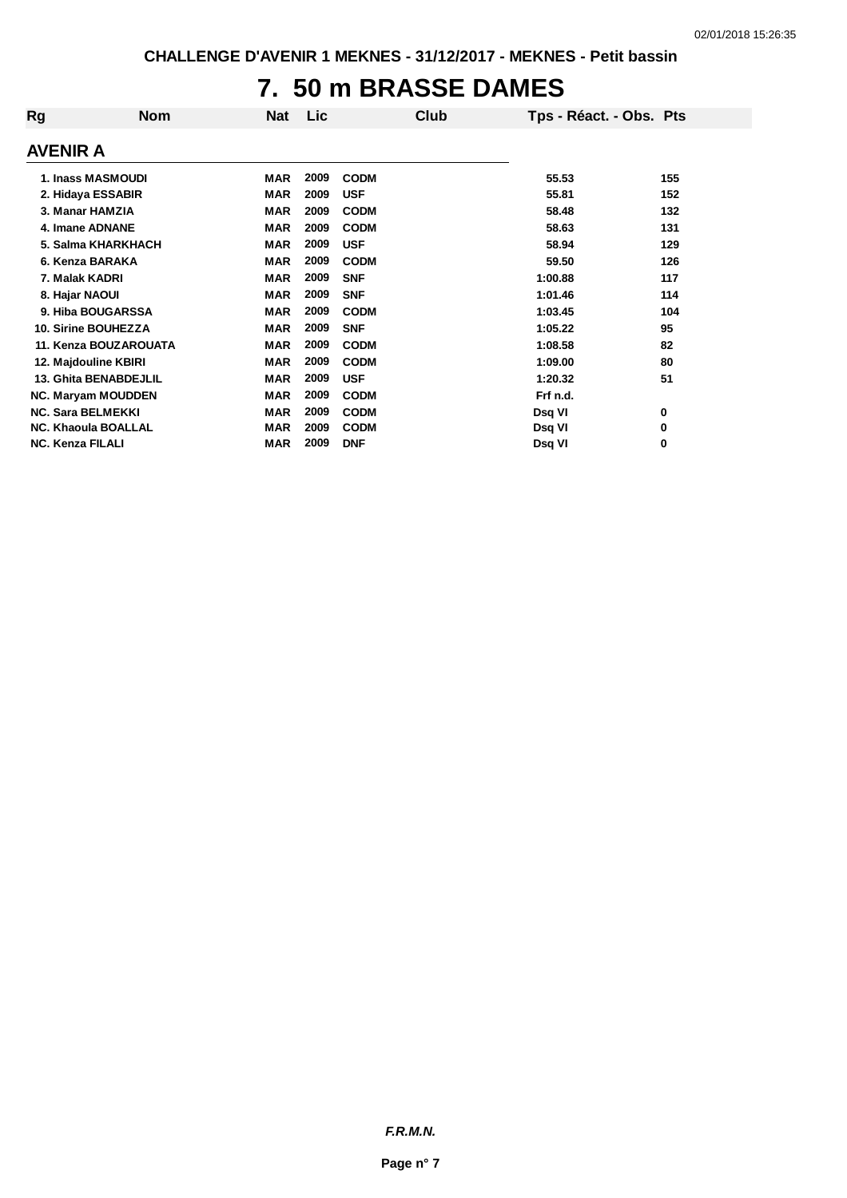# 7. 50 m BRASSE DAMES

| Rg | Nom | Nat | Lic | Club | Tps - Réact. - Obs. | Pts |
|---|---|---|---|---|---|---|

## AVENIR A

| Rg | Nom | Nat | Lic | Club | Tps - Réact. - Obs. | Pts |
|---|---|---|---|---|---|---|
| 1. | Inass MASMOUDI | MAR | 2009 | CODM | 55.53 | 155 |
| 2. | Hidaya ESSABIR | MAR | 2009 | USF | 55.81 | 152 |
| 3. | Manar HAMZIA | MAR | 2009 | CODM | 58.48 | 132 |
| 4. | Imane ADNANE | MAR | 2009 | CODM | 58.63 | 131 |
| 5. | Salma KHARKHACH | MAR | 2009 | USF | 58.94 | 129 |
| 6. | Kenza BARAKA | MAR | 2009 | CODM | 59.50 | 126 |
| 7. | Malak KADRI | MAR | 2009 | SNF | 1:00.88 | 117 |
| 8. | Hajar NAOUI | MAR | 2009 | SNF | 1:01.46 | 114 |
| 9. | Hiba BOUGARSSA | MAR | 2009 | CODM | 1:03.45 | 104 |
| 10. | Sirine BOUHEZZA | MAR | 2009 | SNF | 1:05.22 | 95 |
| 11. | Kenza BOUZAROUATA | MAR | 2009 | CODM | 1:08.58 | 82 |
| 12. | Majdouline KBIRI | MAR | 2009 | CODM | 1:09.00 | 80 |
| 13. | Ghita BENABDEJLIL | MAR | 2009 | USF | 1:20.32 | 51 |
| NC. | Maryam MOUDDEN | MAR | 2009 | CODM | Frf n.d. | |
| NC. | Sara BELMEKKI | MAR | 2009 | CODM | Dsq VI | 0 |
| NC. | Khaoula BOALLAL | MAR | 2009 | CODM | Dsq VI | 0 |
| NC. | Kenza FILALI | MAR | 2009 | DNF | Dsq VI | 0 |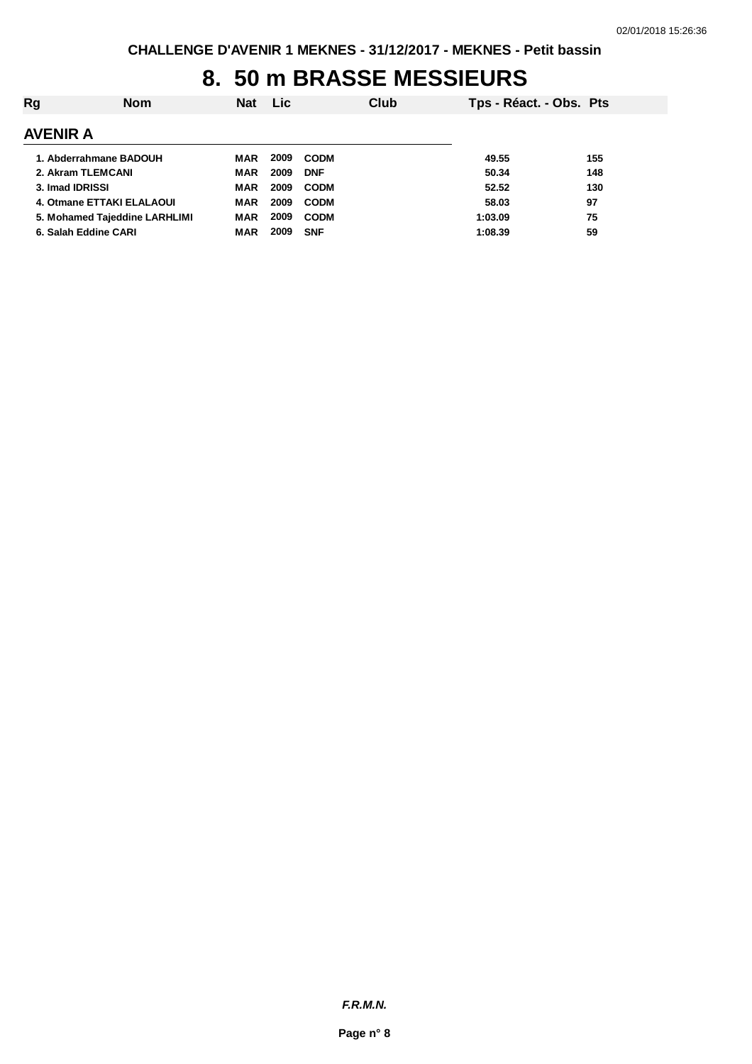CHALLENGE D'AVENIR 1 MEKNES - 31/12/2017 - MEKNES - Petit bassin

# 8. 50 m BRASSE MESSIEURS

| Rg | Nom | Nat | Lic | Club | Tps - Réact. - Obs. | Pts |
|---|---|---|---|---|---|---|

## AVENIR A

| Rg | Nom | Nat | Lic | Club | Tps - Réact. - Obs. | Pts |
|---|---|---|---|---|---|---|
| 1. | Abderrahmane BADOUH | MAR | 2009 | CODM | 49.55 | 155 |
| 2. | Akram TLEMCANI | MAR | 2009 | DNF | 50.34 | 148 |
| 3. | Imad IDRISSI | MAR | 2009 | CODM | 52.52 | 130 |
| 4. | Otmane ETTAKI ELALAOUI | MAR | 2009 | CODM | 58.03 | 97 |
| 5. | Mohamed Tajeddine LARHLIMI | MAR | 2009 | CODM | 1:03.09 | 75 |
| 6. | Salah Eddine CARI | MAR | 2009 | SNF | 1:08.39 | 59 |

*F.R.M.N.*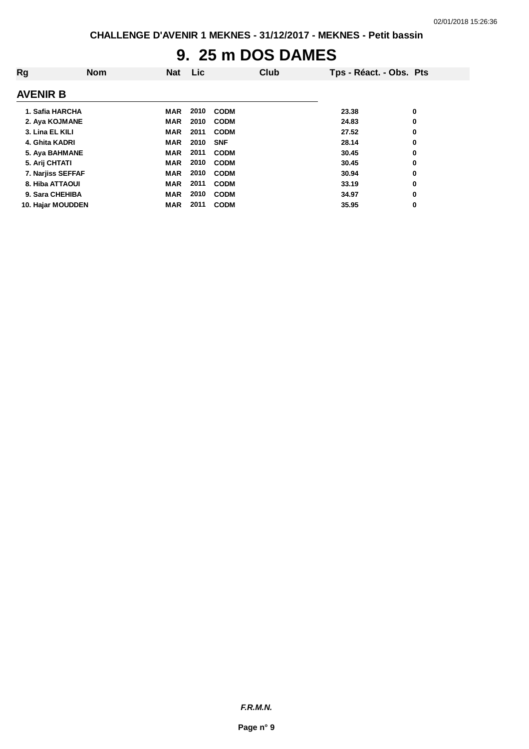# 9. 25 m DOS DAMES

| Rg | Nom | Nat | Lic | Club | Tps - Réact. - Obs. | Pts |
|---|---|---|---|---|---|---|

## AVENIR B

| Rg | Nom | Nat | Lic | Club | Tps - Réact. - Obs. | Pts |
|---|---|---|---|---|---|---|
| 1. | Safia HARCHA | MAR | 2010 | CODM | 23.38 | 0 |
| 2. | Aya KOJMANE | MAR | 2010 | CODM | 24.83 | 0 |
| 3. | Lina EL KILI | MAR | 2011 | CODM | 27.52 | 0 |
| 4. | Ghita KADRI | MAR | 2010 | SNF | 28.14 | 0 |
| 5. | Aya BAHMANE | MAR | 2011 | CODM | 30.45 | 0 |
| 5. | Arij CHTATI | MAR | 2010 | CODM | 30.45 | 0 |
| 7. | Narjiss SEFFAF | MAR | 2010 | CODM | 30.94 | 0 |
| 8. | Hiba ATTAOUI | MAR | 2011 | CODM | 33.19 | 0 |
| 9. | Sara CHEHIBA | MAR | 2010 | CODM | 34.97 | 0 |
| 10. | Hajar MOUDDEN | MAR | 2011 | CODM | 35.95 | 0 |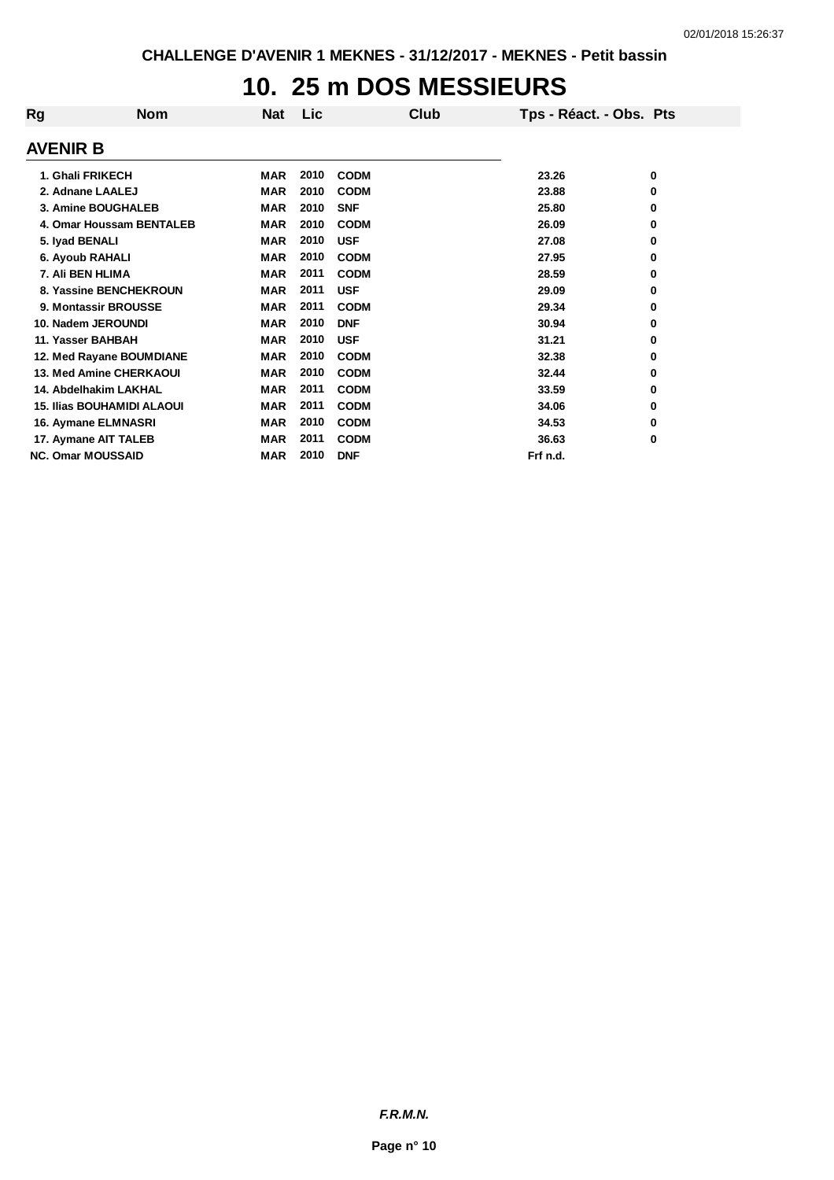CHALLENGE D'AVENIR 1 MEKNES - 31/12/2017 - MEKNES - Petit bassin

# 10. 25 m DOS MESSIEURS

## AVENIR B

| Rg | Nom | Nat | Lic | Club | Tps - Réact. - Obs. | Pts |
|---|---|---|---|---|---|---|
| 1. | Ghali FRIKECH | MAR | 2010 | CODM | 23.26 | 0 |
| 2. | Adnane LAALEJ | MAR | 2010 | CODM | 23.88 | 0 |
| 3. | Amine BOUGHALEB | MAR | 2010 | SNF | 25.80 | 0 |
| 4. | Omar Houssam BENTALEB | MAR | 2010 | CODM | 26.09 | 0 |
| 5. | Iyad BENALI | MAR | 2010 | USF | 27.08 | 0 |
| 6. | Ayoub RAHALI | MAR | 2010 | CODM | 27.95 | 0 |
| 7. | Ali BEN HLIMA | MAR | 2011 | CODM | 28.59 | 0 |
| 8. | Yassine BENCHEKROUN | MAR | 2011 | USF | 29.09 | 0 |
| 9. | Montassir BROUSSE | MAR | 2011 | CODM | 29.34 | 0 |
| 10. | Nadem JEROUNDI | MAR | 2010 | DNF | 30.94 | 0 |
| 11. | Yasser BAHBAH | MAR | 2010 | USF | 31.21 | 0 |
| 12. | Med Rayane BOUMDIANE | MAR | 2010 | CODM | 32.38 | 0 |
| 13. | Med Amine CHERKAOUI | MAR | 2010 | CODM | 32.44 | 0 |
| 14. | Abdelhakim LAKHAL | MAR | 2011 | CODM | 33.59 | 0 |
| 15. | Ilias BOUHAMIDI ALAOUI | MAR | 2011 | CODM | 34.06 | 0 |
| 16. | Aymane ELMNASRI | MAR | 2010 | CODM | 34.53 | 0 |
| 17. | Aymane AIT TALEB | MAR | 2011 | CODM | 36.63 | 0 |
| NC. | Omar MOUSSAID | MAR | 2010 | DNF | Frf n.d. | |

*F.R.M.N.*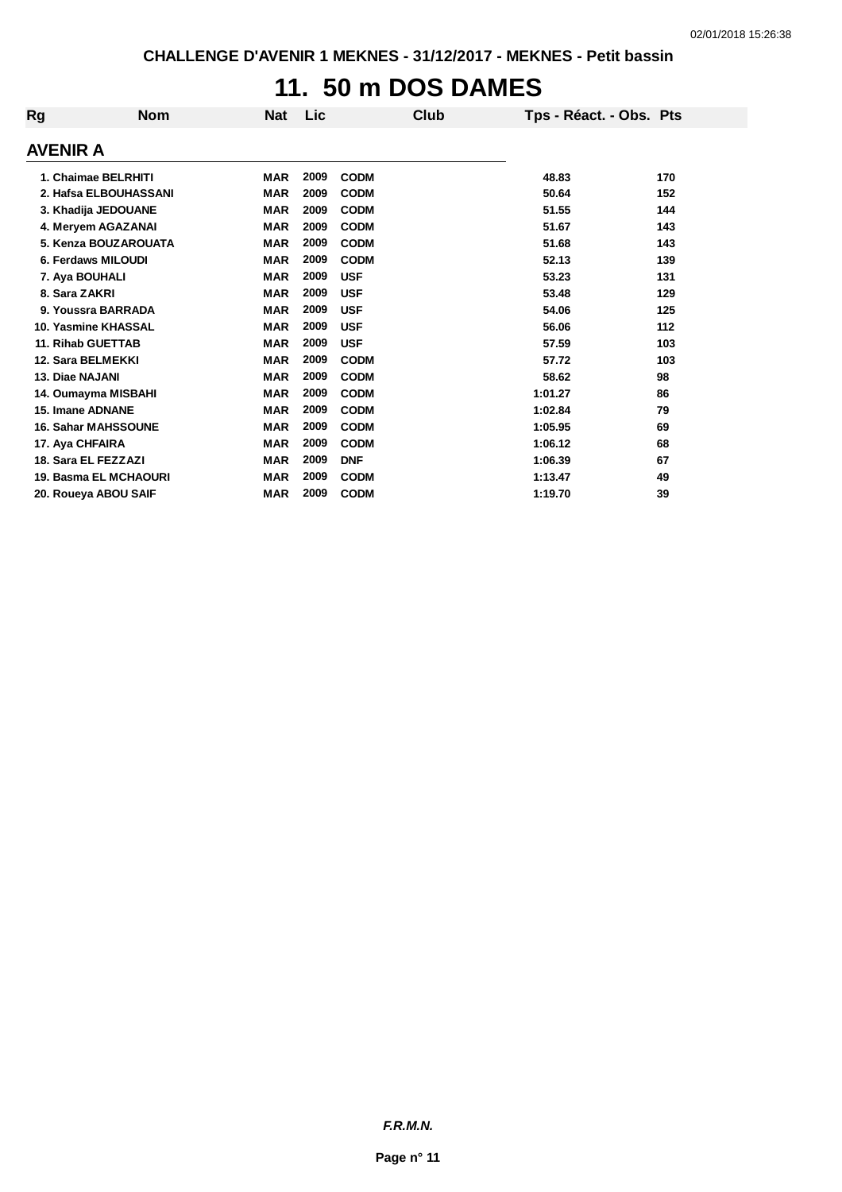CHALLENGE D'AVENIR 1 MEKNES - 31/12/2017 - MEKNES - Petit bassin

# 11. 50 m DOS DAMES

| Rg | Nom | Nat | Lic | Club | Tps - Réact. - Obs. | Pts |
|---|---|---|---|---|---|---|

## AVENIR A

| Rg | Nom | Nat | Lic | Club | Tps - Réact. - Obs. | Pts |
|---|---|---|---|---|---|---|
| 1. | Chaimae BELRHITI | MAR | 2009 | CODM | 48.83 | 170 |
| 2. | Hafsa ELBOUHASSANI | MAR | 2009 | CODM | 50.64 | 152 |
| 3. | Khadija JEDOUANE | MAR | 2009 | CODM | 51.55 | 144 |
| 4. | Meryem AGAZANAI | MAR | 2009 | CODM | 51.67 | 143 |
| 5. | Kenza BOUZAROUATA | MAR | 2009 | CODM | 51.68 | 143 |
| 6. | Ferdaws MILOUDI | MAR | 2009 | CODM | 52.13 | 139 |
| 7. | Aya BOUHALI | MAR | 2009 | USF | 53.23 | 131 |
| 8. | Sara ZAKRI | MAR | 2009 | USF | 53.48 | 129 |
| 9. | Youssra BARRADA | MAR | 2009 | USF | 54.06 | 125 |
| 10. | Yasmine KHASSAL | MAR | 2009 | USF | 56.06 | 112 |
| 11. | Rihab GUETTAB | MAR | 2009 | USF | 57.59 | 103 |
| 12. | Sara BELMEKKI | MAR | 2009 | CODM | 57.72 | 103 |
| 13. | Diae NAJANI | MAR | 2009 | CODM | 58.62 | 98 |
| 14. | Oumayma MISBAHI | MAR | 2009 | CODM | 1:01.27 | 86 |
| 15. | Imane ADNANE | MAR | 2009 | CODM | 1:02.84 | 79 |
| 16. | Sahar MAHSSOUNE | MAR | 2009 | CODM | 1:05.95 | 69 |
| 17. | Aya CHFAIRA | MAR | 2009 | CODM | 1:06.12 | 68 |
| 18. | Sara EL FEZZAZI | MAR | 2009 | DNF | 1:06.39 | 67 |
| 19. | Basma EL MCHAOURI | MAR | 2009 | CODM | 1:13.47 | 49 |
| 20. | Roueya ABOU SAIF | MAR | 2009 | CODM | 1:19.70 | 39 |

*F.R.M.N.*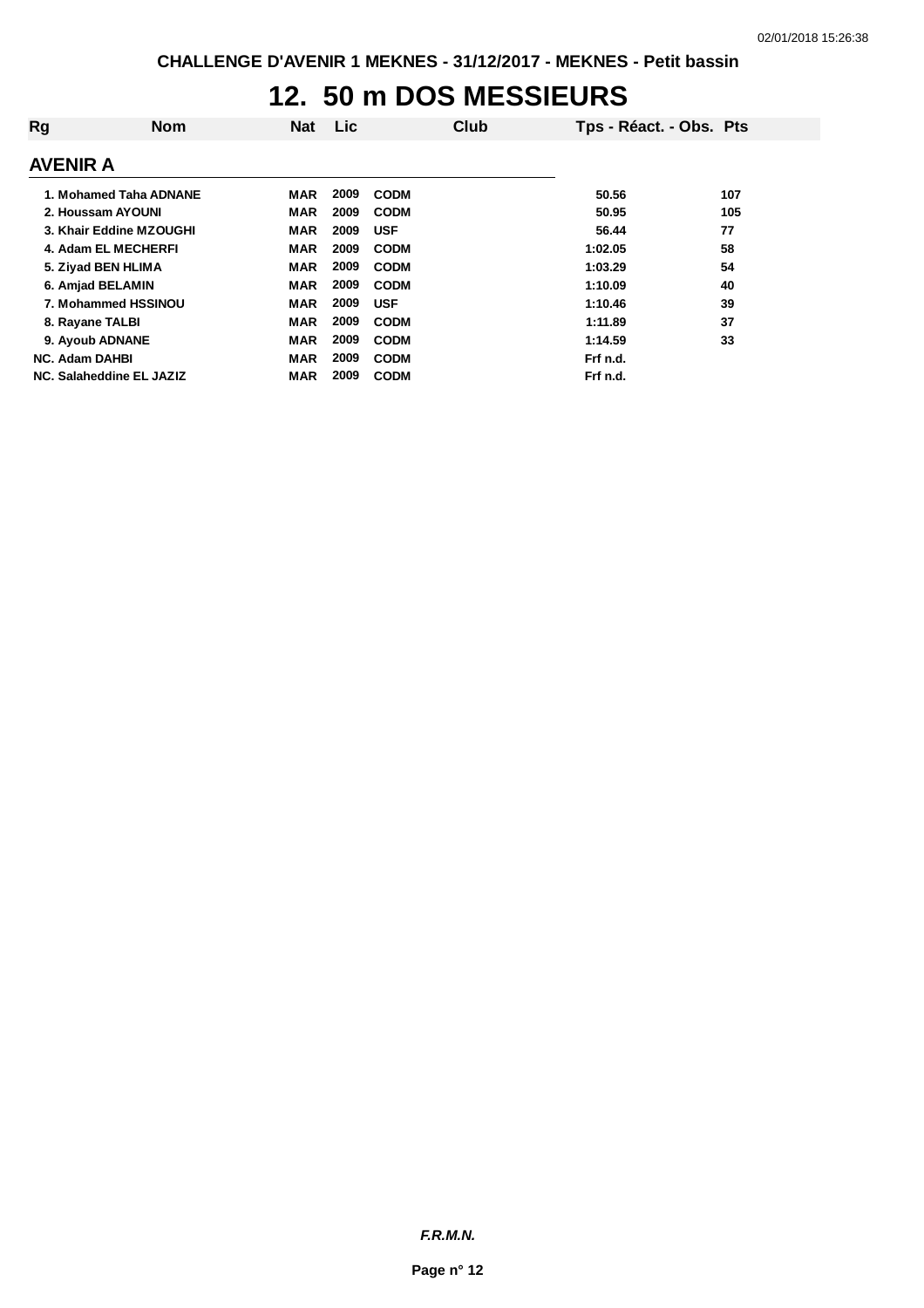# 12. 50 m DOS MESSIEURS

| Rg | Nom | Nat | Lic | Club | Tps - Réact. - Obs. | Pts |
|---|---|---|---|---|---|---|

## AVENIR A

| Rg | Nom | Nat | Lic | Club | Tps - Réact. - Obs. | Pts |
|---|---|---|---|---|---|---|
| 1. | Mohamed Taha ADNANE | MAR | 2009 | CODM | 50.56 | 107 |
| 2. | Houssam AYOUNI | MAR | 2009 | CODM | 50.95 | 105 |
| 3. | Khair Eddine MZOUGHI | MAR | 2009 | USF | 56.44 | 77 |
| 4. | Adam EL MECHERFI | MAR | 2009 | CODM | 1:02.05 | 58 |
| 5. | Ziyad BEN HLIMA | MAR | 2009 | CODM | 1:03.29 | 54 |
| 6. | Amjad BELAMIN | MAR | 2009 | CODM | 1:10.09 | 40 |
| 7. | Mohammed HSSINOU | MAR | 2009 | USF | 1:10.46 | 39 |
| 8. | Rayane TALBI | MAR | 2009 | CODM | 1:11.89 | 37 |
| 9. | Ayoub ADNANE | MAR | 2009 | CODM | 1:14.59 | 33 |
| NC. | Adam DAHBI | MAR | 2009 | CODM | Frf n.d. | |
| NC. | Salaheddine EL JAZIZ | MAR | 2009 | CODM | Frf n.d. | |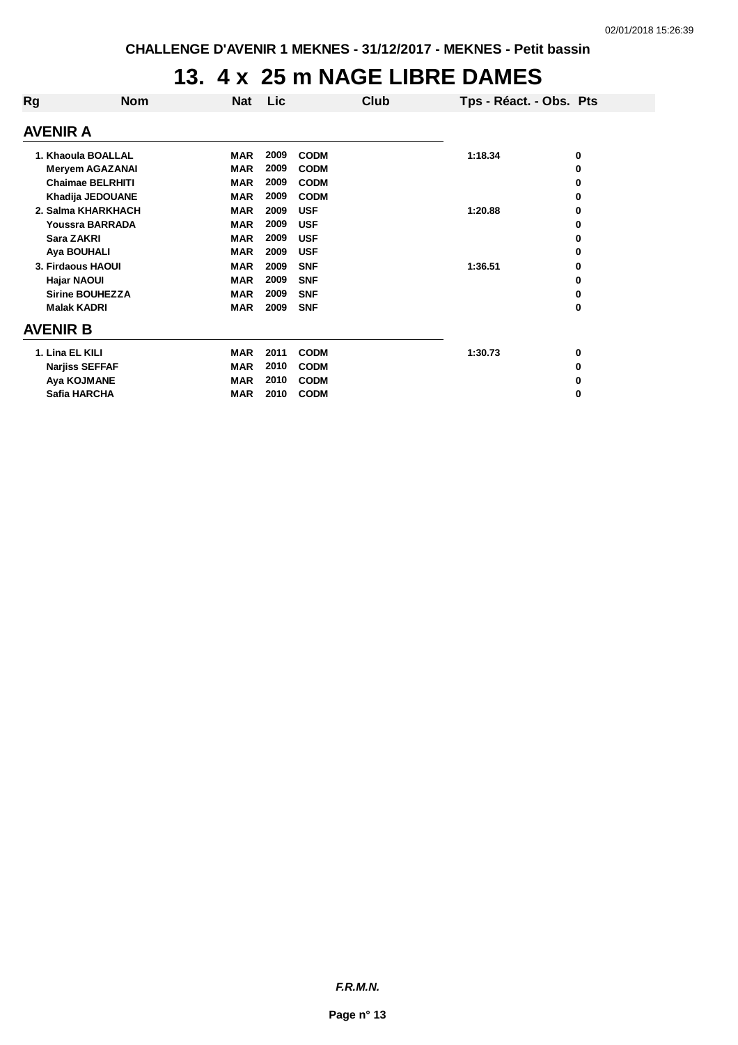# 13. 4 x 25 m NAGE LIBRE DAMES

| Rg | Nom | Nat | Lic | Club | Tps - Réact. - Obs. | Pts |
|---|---|---|---|---|---|---|

## AVENIR A

| Rg | Nom | Nat | Lic | Club | Tps - Réact. - Obs. | Pts |
|---|---|---|---|---|---|---|
| 1. | Khaoula BOALLAL | MAR | 2009 | CODM | 1:18.34 | 0 |
| | Meryem AGAZANAI | MAR | 2009 | CODM | | 0 |
| | Chaimae BELRHITI | MAR | 2009 | CODM | | 0 |
| | Khadija JEDOUANE | MAR | 2009 | CODM | | 0 |
| 2. | Salma KHARKHACH | MAR | 2009 | USF | 1:20.88 | 0 |
| | Youssra BARRADA | MAR | 2009 | USF | | 0 |
| | Sara ZAKRI | MAR | 2009 | USF | | 0 |
| | Aya BOUHALI | MAR | 2009 | USF | | 0 |
| 3. | Firdaous HAOUI | MAR | 2009 | SNF | 1:36.51 | 0 |
| | Hajar NAOUI | MAR | 2009 | SNF | | 0 |
| | Sirine BOUHEZZA | MAR | 2009 | SNF | | 0 |
| | Malak KADRI | MAR | 2009 | SNF | | 0 |

## AVENIR B

| Rg | Nom | Nat | Lic | Club | Tps - Réact. - Obs. | Pts |
|---|---|---|---|---|---|---|
| 1. | Lina EL KILI | MAR | 2011 | CODM | 1:30.73 | 0 |
| | Narjiss SEFFAF | MAR | 2010 | CODM | | 0 |
| | Aya KOJMANE | MAR | 2010 | CODM | | 0 |
| | Safia HARCHA | MAR | 2010 | CODM | | 0 |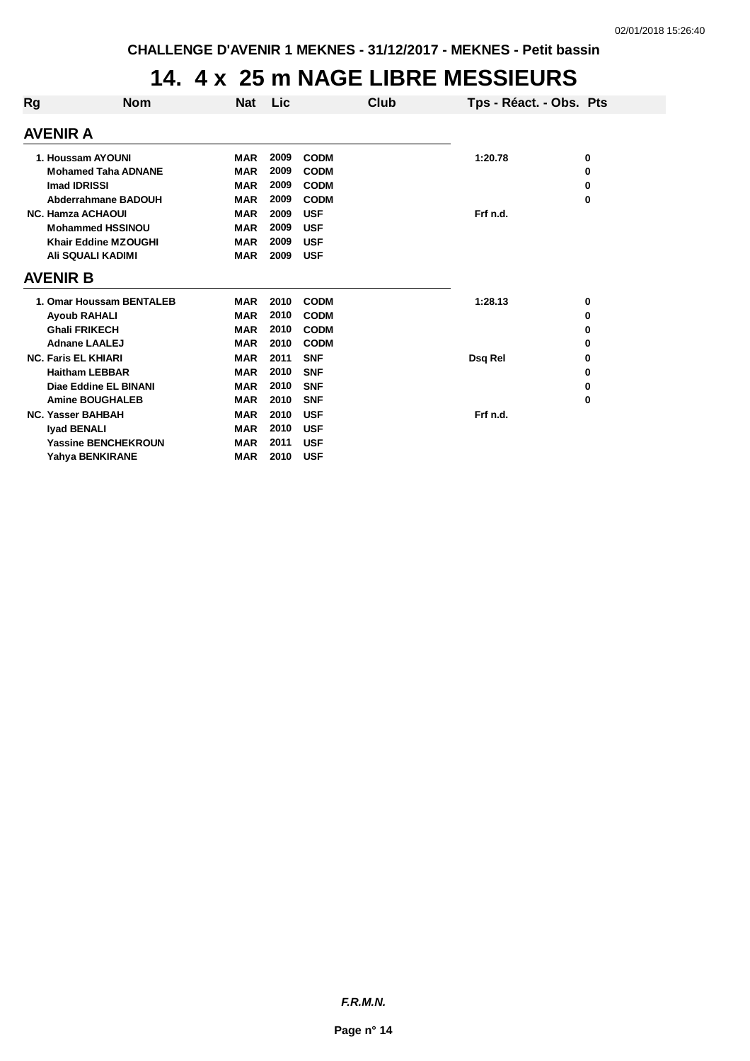# 14. 4 x 25 m NAGE LIBRE MESSIEURS

| Rg | Nom | Nat | Lic | Club | Tps - Réact. - Obs. | Pts |
|---|---|---|---|---|---|---|
| **AVENIR A** | | | | | | |
| 1. | Houssam AYOUNI | MAR | 2009 | CODM | 1:20.78 | 0 |
| | Mohamed Taha ADNANE | MAR | 2009 | CODM | | 0 |
| | Imad IDRISSI | MAR | 2009 | CODM | | 0 |
| | Abderrahmane BADOUH | MAR | 2009 | CODM | | 0 |
| NC. | Hamza ACHAOUI | MAR | 2009 | USF | Frf n.d. | |
| | Mohammed HSSINOU | MAR | 2009 | USF | | |
| | Khair Eddine MZOUGHI | MAR | 2009 | USF | | |
| | Ali SQUALI KADIMI | MAR | 2009 | USF | | |
| **AVENIR B** | | | | | | |
| 1. | Omar Houssam BENTALEB | MAR | 2010 | CODM | 1:28.13 | 0 |
| | Ayoub RAHALI | MAR | 2010 | CODM | | 0 |
| | Ghali FRIKECH | MAR | 2010 | CODM | | 0 |
| | Adnane LAALEJ | MAR | 2010 | CODM | | 0 |
| NC. | Faris EL KHIARI | MAR | 2011 | SNF | Dsq Rel | 0 |
| | Haitham LEBBAR | MAR | 2010 | SNF | | 0 |
| | Diae Eddine EL BINANI | MAR | 2010 | SNF | | 0 |
| | Amine BOUGHALEB | MAR | 2010 | SNF | | 0 |
| NC. | Yasser BAHBAH | MAR | 2010 | USF | Frf n.d. | |
| | Iyad BENALI | MAR | 2010 | USF | | |
| | Yassine BENCHEKROUN | MAR | 2011 | USF | | |
| | Yahya BENKIRANE | MAR | 2010 | USF | | |